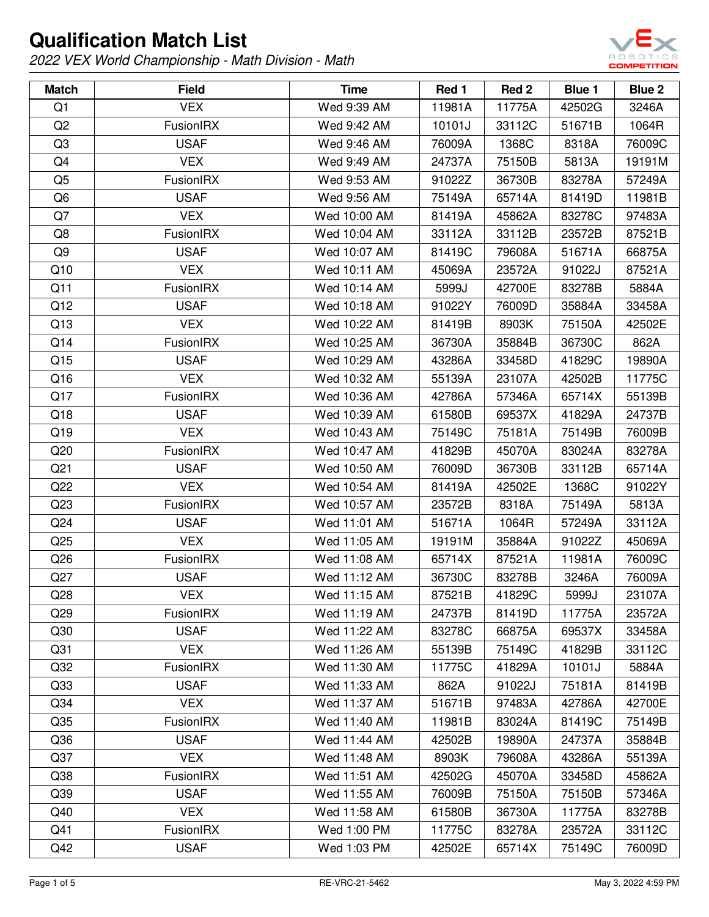# Qualification Match List

*2022 VEX World Championship - Math Division - Math*

| Match | Field | Time | Red 1 | Red 2 | Blue 1 | Blue 2 |
|---|---|---|---|---|---|---|
| Q1 | VEX | Wed 9:39 AM | 11981A | 11775A | 42502G | 3246A |
| Q2 | FusionIRX | Wed 9:42 AM | 10101J | 33112C | 51671B | 1064R |
| Q3 | USAF | Wed 9:46 AM | 76009A | 1368C | 8318A | 76009C |
| Q4 | VEX | Wed 9:49 AM | 24737A | 75150B | 5813A | 19191M |
| Q5 | FusionIRX | Wed 9:53 AM | 91022Z | 36730B | 83278A | 57249A |
| Q6 | USAF | Wed 9:56 AM | 75149A | 65714A | 81419D | 11981B |
| Q7 | VEX | Wed 10:00 AM | 81419A | 45862A | 83278C | 97483A |
| Q8 | FusionIRX | Wed 10:04 AM | 33112A | 33112B | 23572B | 87521B |
| Q9 | USAF | Wed 10:07 AM | 81419C | 79608A | 51671A | 66875A |
| Q10 | VEX | Wed 10:11 AM | 45069A | 23572A | 91022J | 87521A |
| Q11 | FusionIRX | Wed 10:14 AM | 5999J | 42700E | 83278B | 5884A |
| Q12 | USAF | Wed 10:18 AM | 91022Y | 76009D | 35884A | 33458A |
| Q13 | VEX | Wed 10:22 AM | 81419B | 8903K | 75150A | 42502E |
| Q14 | FusionIRX | Wed 10:25 AM | 36730A | 35884B | 36730C | 862A |
| Q15 | USAF | Wed 10:29 AM | 43286A | 33458D | 41829C | 19890A |
| Q16 | VEX | Wed 10:32 AM | 55139A | 23107A | 42502B | 11775C |
| Q17 | FusionIRX | Wed 10:36 AM | 42786A | 57346A | 65714X | 55139B |
| Q18 | USAF | Wed 10:39 AM | 61580B | 69537X | 41829A | 24737B |
| Q19 | VEX | Wed 10:43 AM | 75149C | 75181A | 75149B | 76009B |
| Q20 | FusionIRX | Wed 10:47 AM | 41829B | 45070A | 83024A | 83278A |
| Q21 | USAF | Wed 10:50 AM | 76009D | 36730B | 33112B | 65714A |
| Q22 | VEX | Wed 10:54 AM | 81419A | 42502E | 1368C | 91022Y |
| Q23 | FusionIRX | Wed 10:57 AM | 23572B | 8318A | 75149A | 5813A |
| Q24 | USAF | Wed 11:01 AM | 51671A | 1064R | 57249A | 33112A |
| Q25 | VEX | Wed 11:05 AM | 19191M | 35884A | 91022Z | 45069A |
| Q26 | FusionIRX | Wed 11:08 AM | 65714X | 87521A | 11981A | 76009C |
| Q27 | USAF | Wed 11:12 AM | 36730C | 83278B | 3246A | 76009A |
| Q28 | VEX | Wed 11:15 AM | 87521B | 41829C | 5999J | 23107A |
| Q29 | FusionIRX | Wed 11:19 AM | 24737B | 81419D | 11775A | 23572A |
| Q30 | USAF | Wed 11:22 AM | 83278C | 66875A | 69537X | 33458A |
| Q31 | VEX | Wed 11:26 AM | 55139B | 75149C | 41829B | 33112C |
| Q32 | FusionIRX | Wed 11:30 AM | 11775C | 41829A | 10101J | 5884A |
| Q33 | USAF | Wed 11:33 AM | 862A | 91022J | 75181A | 81419B |
| Q34 | VEX | Wed 11:37 AM | 51671B | 97483A | 42786A | 42700E |
| Q35 | FusionIRX | Wed 11:40 AM | 11981B | 83024A | 81419C | 75149B |
| Q36 | USAF | Wed 11:44 AM | 42502B | 19890A | 24737A | 35884B |
| Q37 | VEX | Wed 11:48 AM | 8903K | 79608A | 43286A | 55139A |
| Q38 | FusionIRX | Wed 11:51 AM | 42502G | 45070A | 33458D | 45862A |
| Q39 | USAF | Wed 11:55 AM | 76009B | 75150A | 75150B | 57346A |
| Q40 | VEX | Wed 11:58 AM | 61580B | 36730A | 11775A | 83278B |
| Q41 | FusionIRX | Wed 1:00 PM | 11775C | 83278A | 23572A | 33112C |
| Q42 | USAF | Wed 1:03 PM | 42502E | 65714X | 75149C | 76009D |

RE-VRC-21-5462

May 3, 2022 4:59 PM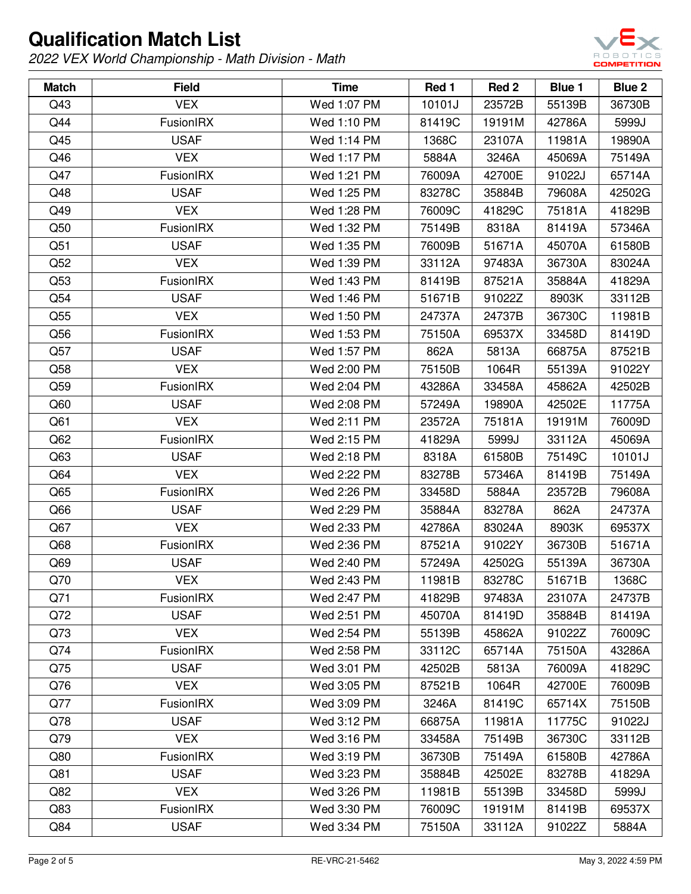# Qualification Match List

*2022 VEX World Championship - Math Division - Math*

| Match | Field | Time | Red 1 | Red 2 | Blue 1 | Blue 2 |
|---|---|---|---|---|---|---|
| Q43 | VEX | Wed 1:07 PM | 10101J | 23572B | 55139B | 36730B |
| Q44 | FusionIRX | Wed 1:10 PM | 81419C | 19191M | 42786A | 5999J |
| Q45 | USAF | Wed 1:14 PM | 1368C | 23107A | 11981A | 19890A |
| Q46 | VEX | Wed 1:17 PM | 5884A | 3246A | 45069A | 75149A |
| Q47 | FusionIRX | Wed 1:21 PM | 76009A | 42700E | 91022J | 65714A |
| Q48 | USAF | Wed 1:25 PM | 83278C | 35884B | 79608A | 42502G |
| Q49 | VEX | Wed 1:28 PM | 76009C | 41829C | 75181A | 41829B |
| Q50 | FusionIRX | Wed 1:32 PM | 75149B | 8318A | 81419A | 57346A |
| Q51 | USAF | Wed 1:35 PM | 76009B | 51671A | 45070A | 61580B |
| Q52 | VEX | Wed 1:39 PM | 33112A | 97483A | 36730A | 83024A |
| Q53 | FusionIRX | Wed 1:43 PM | 81419B | 87521A | 35884A | 41829A |
| Q54 | USAF | Wed 1:46 PM | 51671B | 91022Z | 8903K | 33112B |
| Q55 | VEX | Wed 1:50 PM | 24737A | 24737B | 36730C | 11981B |
| Q56 | FusionIRX | Wed 1:53 PM | 75150A | 69537X | 33458D | 81419D |
| Q57 | USAF | Wed 1:57 PM | 862A | 5813A | 66875A | 87521B |
| Q58 | VEX | Wed 2:00 PM | 75150B | 1064R | 55139A | 91022Y |
| Q59 | FusionIRX | Wed 2:04 PM | 43286A | 33458A | 45862A | 42502B |
| Q60 | USAF | Wed 2:08 PM | 57249A | 19890A | 42502E | 11775A |
| Q61 | VEX | Wed 2:11 PM | 23572A | 75181A | 19191M | 76009D |
| Q62 | FusionIRX | Wed 2:15 PM | 41829A | 5999J | 33112A | 45069A |
| Q63 | USAF | Wed 2:18 PM | 8318A | 61580B | 75149C | 10101J |
| Q64 | VEX | Wed 2:22 PM | 83278B | 57346A | 81419B | 75149A |
| Q65 | FusionIRX | Wed 2:26 PM | 33458D | 5884A | 23572B | 79608A |
| Q66 | USAF | Wed 2:29 PM | 35884A | 83278A | 862A | 24737A |
| Q67 | VEX | Wed 2:33 PM | 42786A | 83024A | 8903K | 69537X |
| Q68 | FusionIRX | Wed 2:36 PM | 87521A | 91022Y | 36730B | 51671A |
| Q69 | USAF | Wed 2:40 PM | 57249A | 42502G | 55139A | 36730A |
| Q70 | VEX | Wed 2:43 PM | 11981B | 83278C | 51671B | 1368C |
| Q71 | FusionIRX | Wed 2:47 PM | 41829B | 97483A | 23107A | 24737B |
| Q72 | USAF | Wed 2:51 PM | 45070A | 81419D | 35884B | 81419A |
| Q73 | VEX | Wed 2:54 PM | 55139B | 45862A | 91022Z | 76009C |
| Q74 | FusionIRX | Wed 2:58 PM | 33112C | 65714A | 75150A | 43286A |
| Q75 | USAF | Wed 3:01 PM | 42502B | 5813A | 76009A | 41829C |
| Q76 | VEX | Wed 3:05 PM | 87521B | 1064R | 42700E | 76009B |
| Q77 | FusionIRX | Wed 3:09 PM | 3246A | 81419C | 65714X | 75150B |
| Q78 | USAF | Wed 3:12 PM | 66875A | 11981A | 11775C | 91022J |
| Q79 | VEX | Wed 3:16 PM | 33458A | 75149B | 36730C | 33112B |
| Q80 | FusionIRX | Wed 3:19 PM | 36730B | 75149A | 61580B | 42786A |
| Q81 | USAF | Wed 3:23 PM | 35884B | 42502E | 83278B | 41829A |
| Q82 | VEX | Wed 3:26 PM | 11981B | 55139B | 33458D | 5999J |
| Q83 | FusionIRX | Wed 3:30 PM | 76009C | 19191M | 81419B | 69537X |
| Q84 | USAF | Wed 3:34 PM | 75150A | 33112A | 91022Z | 5884A |

RE-VRC-21-5462 May 3, 2022 4:59 PM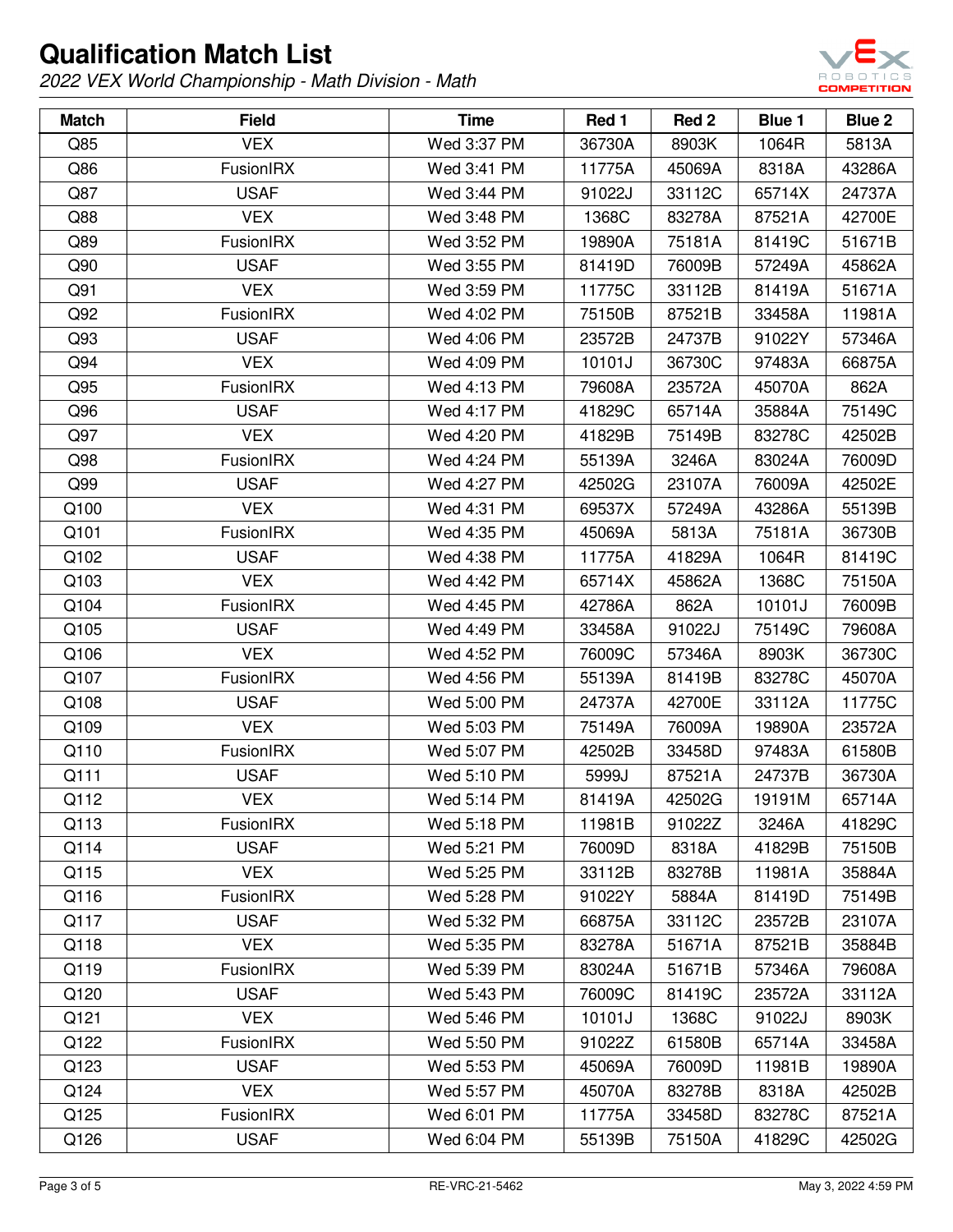# Qualification Match List

*2022 VEX World Championship - Math Division - Math*

| Match | Field | Time | Red 1 | Red 2 | Blue 1 | Blue 2 |
|---|---|---|---|---|---|---|
| Q85 | VEX | Wed 3:37 PM | 36730A | 8903K | 1064R | 5813A |
| Q86 | FusionIRX | Wed 3:41 PM | 11775A | 45069A | 8318A | 43286A |
| Q87 | USAF | Wed 3:44 PM | 91022J | 33112C | 65714X | 24737A |
| Q88 | VEX | Wed 3:48 PM | 1368C | 83278A | 87521A | 42700E |
| Q89 | FusionIRX | Wed 3:52 PM | 19890A | 75181A | 81419C | 51671B |
| Q90 | USAF | Wed 3:55 PM | 81419D | 76009B | 57249A | 45862A |
| Q91 | VEX | Wed 3:59 PM | 11775C | 33112B | 81419A | 51671A |
| Q92 | FusionIRX | Wed 4:02 PM | 75150B | 87521B | 33458A | 11981A |
| Q93 | USAF | Wed 4:06 PM | 23572B | 24737B | 91022Y | 57346A |
| Q94 | VEX | Wed 4:09 PM | 10101J | 36730C | 97483A | 66875A |
| Q95 | FusionIRX | Wed 4:13 PM | 79608A | 23572A | 45070A | 862A |
| Q96 | USAF | Wed 4:17 PM | 41829C | 65714A | 35884A | 75149C |
| Q97 | VEX | Wed 4:20 PM | 41829B | 75149B | 83278C | 42502B |
| Q98 | FusionIRX | Wed 4:24 PM | 55139A | 3246A | 83024A | 76009D |
| Q99 | USAF | Wed 4:27 PM | 42502G | 23107A | 76009A | 42502E |
| Q100 | VEX | Wed 4:31 PM | 69537X | 57249A | 43286A | 55139B |
| Q101 | FusionIRX | Wed 4:35 PM | 45069A | 5813A | 75181A | 36730B |
| Q102 | USAF | Wed 4:38 PM | 11775A | 41829A | 1064R | 81419C |
| Q103 | VEX | Wed 4:42 PM | 65714X | 45862A | 1368C | 75150A |
| Q104 | FusionIRX | Wed 4:45 PM | 42786A | 862A | 10101J | 76009B |
| Q105 | USAF | Wed 4:49 PM | 33458A | 91022J | 75149C | 79608A |
| Q106 | VEX | Wed 4:52 PM | 76009C | 57346A | 8903K | 36730C |
| Q107 | FusionIRX | Wed 4:56 PM | 55139A | 81419B | 83278C | 45070A |
| Q108 | USAF | Wed 5:00 PM | 24737A | 42700E | 33112A | 11775C |
| Q109 | VEX | Wed 5:03 PM | 75149A | 76009A | 19890A | 23572A |
| Q110 | FusionIRX | Wed 5:07 PM | 42502B | 33458D | 97483A | 61580B |
| Q111 | USAF | Wed 5:10 PM | 5999J | 87521A | 24737B | 36730A |
| Q112 | VEX | Wed 5:14 PM | 81419A | 42502G | 19191M | 65714A |
| Q113 | FusionIRX | Wed 5:18 PM | 11981B | 91022Z | 3246A | 41829C |
| Q114 | USAF | Wed 5:21 PM | 76009D | 8318A | 41829B | 75150B |
| Q115 | VEX | Wed 5:25 PM | 33112B | 83278B | 11981A | 35884A |
| Q116 | FusionIRX | Wed 5:28 PM | 91022Y | 5884A | 81419D | 75149B |
| Q117 | USAF | Wed 5:32 PM | 66875A | 33112C | 23572B | 23107A |
| Q118 | VEX | Wed 5:35 PM | 83278A | 51671A | 87521B | 35884B |
| Q119 | FusionIRX | Wed 5:39 PM | 83024A | 51671B | 57346A | 79608A |
| Q120 | USAF | Wed 5:43 PM | 76009C | 81419C | 23572A | 33112A |
| Q121 | VEX | Wed 5:46 PM | 10101J | 1368C | 91022J | 8903K |
| Q122 | FusionIRX | Wed 5:50 PM | 91022Z | 61580B | 65714A | 33458A |
| Q123 | USAF | Wed 5:53 PM | 45069A | 76009D | 11981B | 19890A |
| Q124 | VEX | Wed 5:57 PM | 45070A | 83278B | 8318A | 42502B |
| Q125 | FusionIRX | Wed 6:01 PM | 11775A | 33458D | 83278C | 87521A |
| Q126 | USAF | Wed 6:04 PM | 55139B | 75150A | 41829C | 42502G |

RE-VRC-21-5462

May 3, 2022 4:59 PM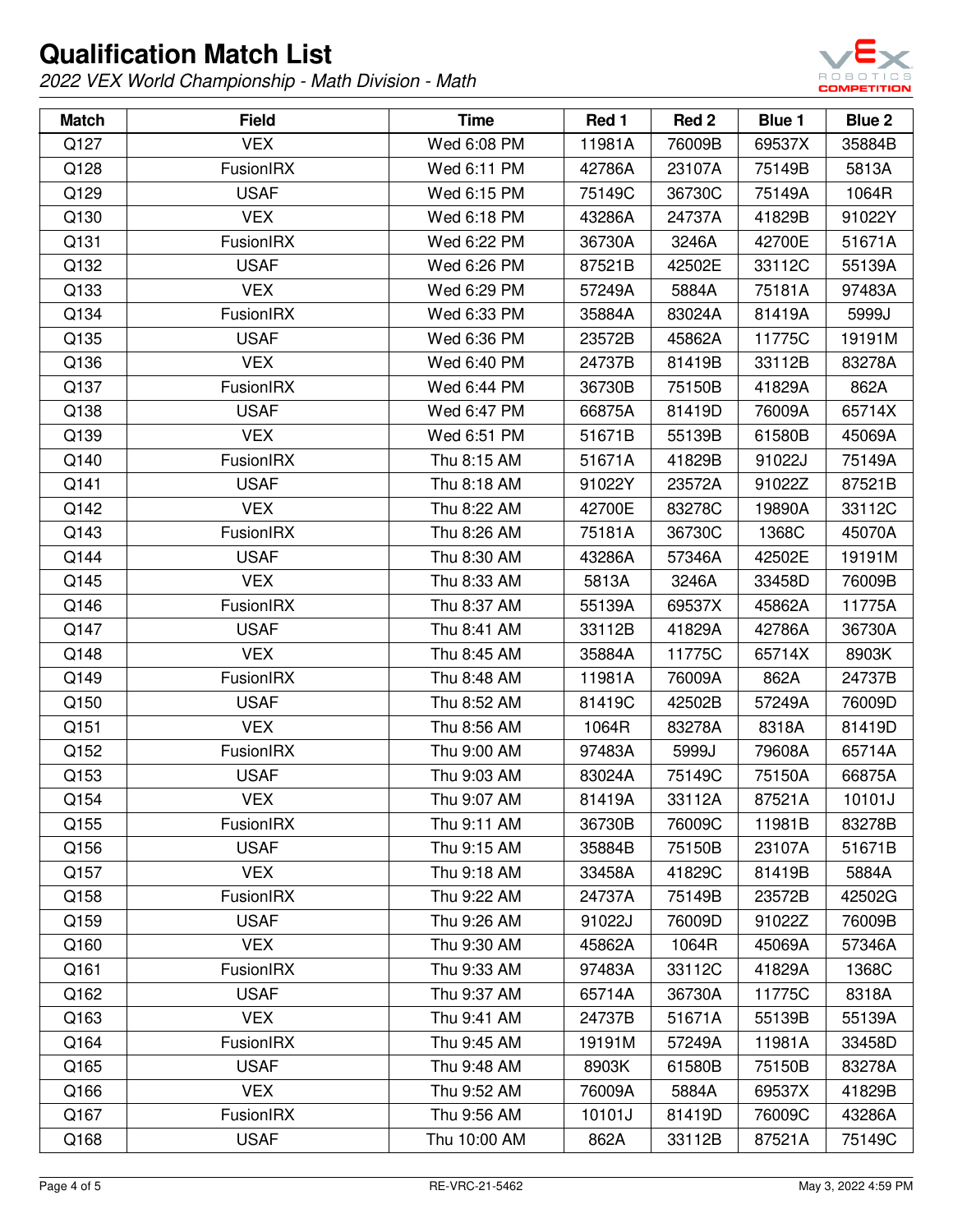# Qualification Match List

*2022 VEX World Championship - Math Division - Math*

| Match | Field | Time | Red 1 | Red 2 | Blue 1 | Blue 2 |
|---|---|---|---|---|---|---|
| Q127 | VEX | Wed 6:08 PM | 11981A | 76009B | 69537X | 35884B |
| Q128 | FusionIRX | Wed 6:11 PM | 42786A | 23107A | 75149B | 5813A |
| Q129 | USAF | Wed 6:15 PM | 75149C | 36730C | 75149A | 1064R |
| Q130 | VEX | Wed 6:18 PM | 43286A | 24737A | 41829B | 91022Y |
| Q131 | FusionIRX | Wed 6:22 PM | 36730A | 3246A | 42700E | 51671A |
| Q132 | USAF | Wed 6:26 PM | 87521B | 42502E | 33112C | 55139A |
| Q133 | VEX | Wed 6:29 PM | 57249A | 5884A | 75181A | 97483A |
| Q134 | FusionIRX | Wed 6:33 PM | 35884A | 83024A | 81419A | 5999J |
| Q135 | USAF | Wed 6:36 PM | 23572B | 45862A | 11775C | 19191M |
| Q136 | VEX | Wed 6:40 PM | 24737B | 81419B | 33112B | 83278A |
| Q137 | FusionIRX | Wed 6:44 PM | 36730B | 75150B | 41829A | 862A |
| Q138 | USAF | Wed 6:47 PM | 66875A | 81419D | 76009A | 65714X |
| Q139 | VEX | Wed 6:51 PM | 51671B | 55139B | 61580B | 45069A |
| Q140 | FusionIRX | Thu 8:15 AM | 51671A | 41829B | 91022J | 75149A |
| Q141 | USAF | Thu 8:18 AM | 91022Y | 23572A | 91022Z | 87521B |
| Q142 | VEX | Thu 8:22 AM | 42700E | 83278C | 19890A | 33112C |
| Q143 | FusionIRX | Thu 8:26 AM | 75181A | 36730C | 1368C | 45070A |
| Q144 | USAF | Thu 8:30 AM | 43286A | 57346A | 42502E | 19191M |
| Q145 | VEX | Thu 8:33 AM | 5813A | 3246A | 33458D | 76009B |
| Q146 | FusionIRX | Thu 8:37 AM | 55139A | 69537X | 45862A | 11775A |
| Q147 | USAF | Thu 8:41 AM | 33112B | 41829A | 42786A | 36730A |
| Q148 | VEX | Thu 8:45 AM | 35884A | 11775C | 65714X | 8903K |
| Q149 | FusionIRX | Thu 8:48 AM | 11981A | 76009A | 862A | 24737B |
| Q150 | USAF | Thu 8:52 AM | 81419C | 42502B | 57249A | 76009D |
| Q151 | VEX | Thu 8:56 AM | 1064R | 83278A | 8318A | 81419D |
| Q152 | FusionIRX | Thu 9:00 AM | 97483A | 5999J | 79608A | 65714A |
| Q153 | USAF | Thu 9:03 AM | 83024A | 75149C | 75150A | 66875A |
| Q154 | VEX | Thu 9:07 AM | 81419A | 33112A | 87521A | 10101J |
| Q155 | FusionIRX | Thu 9:11 AM | 36730B | 76009C | 11981B | 83278B |
| Q156 | USAF | Thu 9:15 AM | 35884B | 75150B | 23107A | 51671B |
| Q157 | VEX | Thu 9:18 AM | 33458A | 41829C | 81419B | 5884A |
| Q158 | FusionIRX | Thu 9:22 AM | 24737A | 75149B | 23572B | 42502G |
| Q159 | USAF | Thu 9:26 AM | 91022J | 76009D | 91022Z | 76009B |
| Q160 | VEX | Thu 9:30 AM | 45862A | 1064R | 45069A | 57346A |
| Q161 | FusionIRX | Thu 9:33 AM | 97483A | 33112C | 41829A | 1368C |
| Q162 | USAF | Thu 9:37 AM | 65714A | 36730A | 11775C | 8318A |
| Q163 | VEX | Thu 9:41 AM | 24737B | 51671A | 55139B | 55139A |
| Q164 | FusionIRX | Thu 9:45 AM | 19191M | 57249A | 11981A | 33458D |
| Q165 | USAF | Thu 9:48 AM | 8903K | 61580B | 75150B | 83278A |
| Q166 | VEX | Thu 9:52 AM | 76009A | 5884A | 69537X | 41829B |
| Q167 | FusionIRX | Thu 9:56 AM | 10101J | 81419D | 76009C | 43286A |
| Q168 | USAF | Thu 10:00 AM | 862A | 33112B | 87521A | 75149C |

RE-VRC-21-5462 May 3, 2022 4:59 PM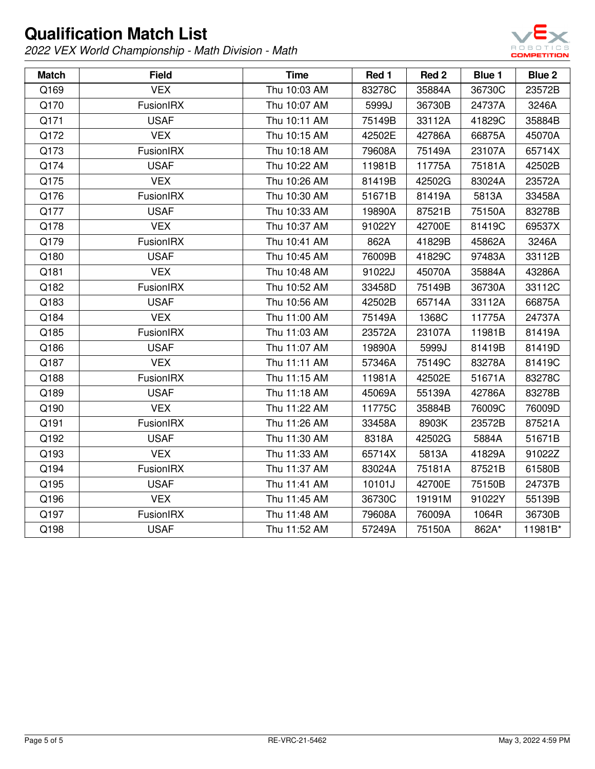# Qualification Match List

*2022 VEX World Championship - Math Division - Math*

| Match | Field | Time | Red 1 | Red 2 | Blue 1 | Blue 2 |
|---|---|---|---|---|---|---|
| Q169 | VEX | Thu 10:03 AM | 83278C | 35884A | 36730C | 23572B |
| Q170 | FusionIRX | Thu 10:07 AM | 5999J | 36730B | 24737A | 3246A |
| Q171 | USAF | Thu 10:11 AM | 75149B | 33112A | 41829C | 35884B |
| Q172 | VEX | Thu 10:15 AM | 42502E | 42786A | 66875A | 45070A |
| Q173 | FusionIRX | Thu 10:18 AM | 79608A | 75149A | 23107A | 65714X |
| Q174 | USAF | Thu 10:22 AM | 11981B | 11775A | 75181A | 42502B |
| Q175 | VEX | Thu 10:26 AM | 81419B | 42502G | 83024A | 23572A |
| Q176 | FusionIRX | Thu 10:30 AM | 51671B | 81419A | 5813A | 33458A |
| Q177 | USAF | Thu 10:33 AM | 19890A | 87521B | 75150A | 83278B |
| Q178 | VEX | Thu 10:37 AM | 91022Y | 42700E | 81419C | 69537X |
| Q179 | FusionIRX | Thu 10:41 AM | 862A | 41829B | 45862A | 3246A |
| Q180 | USAF | Thu 10:45 AM | 76009B | 41829C | 97483A | 33112B |
| Q181 | VEX | Thu 10:48 AM | 91022J | 45070A | 35884A | 43286A |
| Q182 | FusionIRX | Thu 10:52 AM | 33458D | 75149B | 36730A | 33112C |
| Q183 | USAF | Thu 10:56 AM | 42502B | 65714A | 33112A | 66875A |
| Q184 | VEX | Thu 11:00 AM | 75149A | 1368C | 11775A | 24737A |
| Q185 | FusionIRX | Thu 11:03 AM | 23572A | 23107A | 11981B | 81419A |
| Q186 | USAF | Thu 11:07 AM | 19890A | 5999J | 81419B | 81419D |
| Q187 | VEX | Thu 11:11 AM | 57346A | 75149C | 83278A | 81419C |
| Q188 | FusionIRX | Thu 11:15 AM | 11981A | 42502E | 51671A | 83278C |
| Q189 | USAF | Thu 11:18 AM | 45069A | 55139A | 42786A | 83278B |
| Q190 | VEX | Thu 11:22 AM | 11775C | 35884B | 76009C | 76009D |
| Q191 | FusionIRX | Thu 11:26 AM | 33458A | 8903K | 23572B | 87521A |
| Q192 | USAF | Thu 11:30 AM | 8318A | 42502G | 5884A | 51671B |
| Q193 | VEX | Thu 11:33 AM | 65714X | 5813A | 41829A | 91022Z |
| Q194 | FusionIRX | Thu 11:37 AM | 83024A | 75181A | 87521B | 61580B |
| Q195 | USAF | Thu 11:41 AM | 10101J | 42700E | 75150B | 24737B |
| Q196 | VEX | Thu 11:45 AM | 36730C | 19191M | 91022Y | 55139B |
| Q197 | FusionIRX | Thu 11:48 AM | 79608A | 76009A | 1064R | 36730B |
| Q198 | USAF | Thu 11:52 AM | 57249A | 75150A | 862A* | 11981B* |

RE-VRC-21-5462

May 3, 2022 4:59 PM